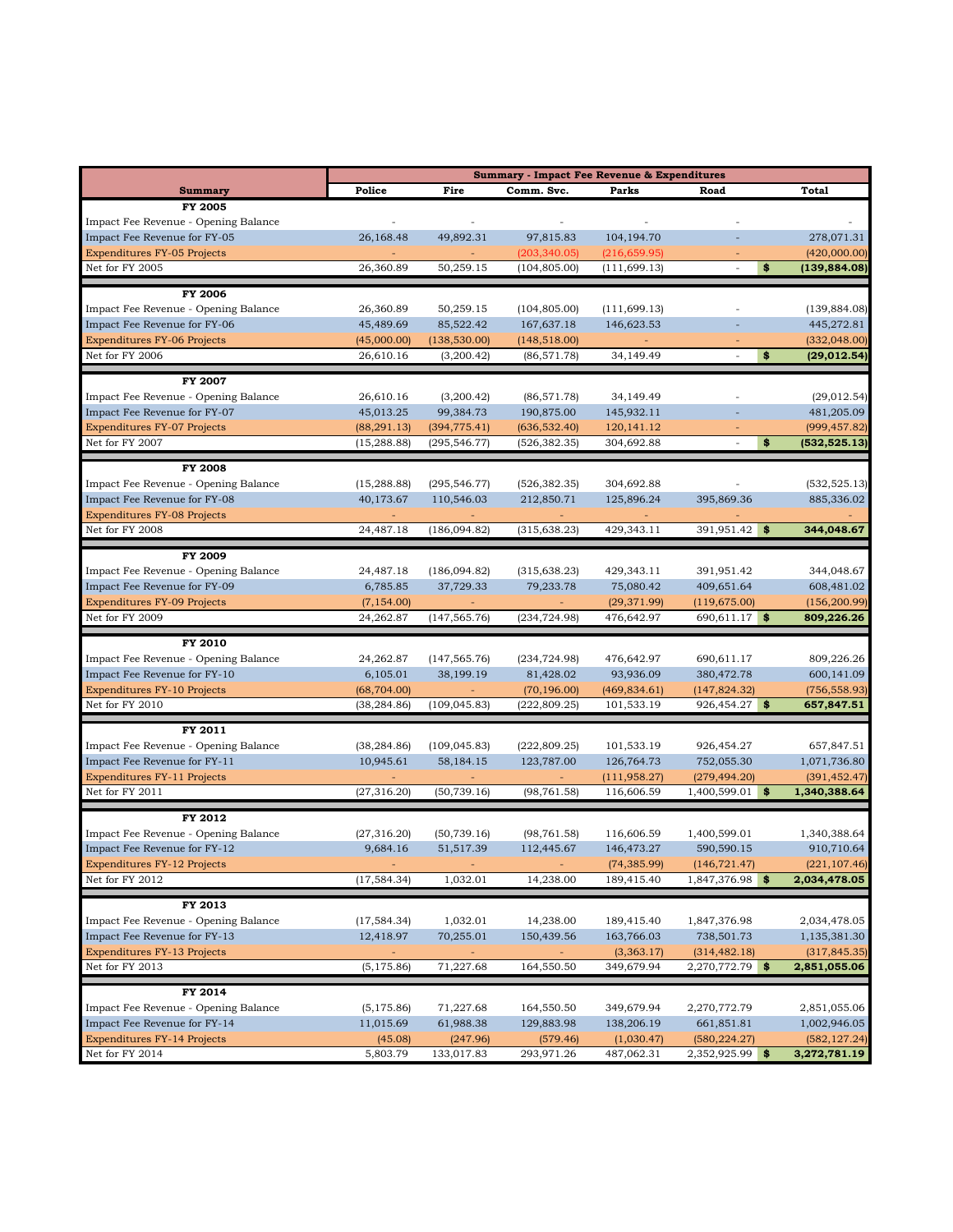| Summary | Police | Fire | Comm. Svc. | Parks | Road | Total |
|---|---|---|---|---|---|---|
| | **Summary - Impact Fee Revenue & Expenditures** | | | | | |
| **FY 2005** | | | | | | |
| Impact Fee Revenue - Opening Balance | - | - | - | - | - | - |
| Impact Fee Revenue for FY-05 | 26,168.48 | 49,892.31 | 97,815.83 | 104,194.70 | - | 278,071.31 |
| Expenditures FY-05 Projects | - | - | (203,340.05) | (216,659.95) | - | (420,000.00) |
| Net for FY 2005 | 26,360.89 | 50,259.15 | (104,805.00) | (111,699.13) | - | $ **(139,884.08)** |
| **FY 2006** | | | | | | |
| Impact Fee Revenue - Opening Balance | 26,360.89 | 50,259.15 | (104,805.00) | (111,699.13) | - | (139,884.08) |
| Impact Fee Revenue for FY-06 | 45,489.69 | 85,522.42 | 167,637.18 | 146,623.53 | - | 445,272.81 |
| Expenditures FY-06 Projects | (45,000.00) | (138,530.00) | (148,518.00) | - | - | (332,048.00) |
| Net for FY 2006 | 26,610.16 | (3,200.42) | (86,571.78) | 34,149.49 | - | $ **(29,012.54)** |
| **FY 2007** | | | | | | |
| Impact Fee Revenue - Opening Balance | 26,610.16 | (3,200.42) | (86,571.78) | 34,149.49 | - | (29,012.54) |
| Impact Fee Revenue for FY-07 | 45,013.25 | 99,384.73 | 190,875.00 | 145,932.11 | - | 481,205.09 |
| Expenditures FY-07 Projects | (88,291.13) | (394,775.41) | (636,532.40) | 120,141.12 | - | (999,457.82) |
| Net for FY 2007 | (15,288.88) | (295,546.77) | (526,382.35) | 304,692.88 | - | $ **(532,525.13)** |
| **FY 2008** | | | | | | |
| Impact Fee Revenue - Opening Balance | (15,288.88) | (295,546.77) | (526,382.35) | 304,692.88 | - | (532,525.13) |
| Impact Fee Revenue for FY-08 | 40,173.67 | 110,546.03 | 212,850.71 | 125,896.24 | 395,869.36 | 885,336.02 |
| Expenditures FY-08 Projects | - | - | - | - | - | - |
| Net for FY 2008 | 24,487.18 | (186,094.82) | (315,638.23) | 429,343.11 | 391,951.42 | $ **344,048.67** |
| **FY 2009** | | | | | | |
| Impact Fee Revenue - Opening Balance | 24,487.18 | (186,094.82) | (315,638.23) | 429,343.11 | 391,951.42 | 344,048.67 |
| Impact Fee Revenue for FY-09 | 6,785.85 | 37,729.33 | 79,233.78 | 75,080.42 | 409,651.64 | 608,481.02 |
| Expenditures FY-09 Projects | (7,154.00) | - | - | (29,371.99) | (119,675.00) | (156,200.99) |
| Net for FY 2009 | 24,262.87 | (147,565.76) | (234,724.98) | 476,642.97 | 690,611.17 | $ **809,226.26** |
| **FY 2010** | | | | | | |
| Impact Fee Revenue - Opening Balance | 24,262.87 | (147,565.76) | (234,724.98) | 476,642.97 | 690,611.17 | 809,226.26 |
| Impact Fee Revenue for FY-10 | 6,105.01 | 38,199.19 | 81,428.02 | 93,936.09 | 380,472.78 | 600,141.09 |
| Expenditures FY-10 Projects | (68,704.00) | - | (70,196.00) | (469,834.61) | (147,824.32) | (756,558.93) |
| Net for FY 2010 | (38,284.86) | (109,045.83) | (222,809.25) | 101,533.19 | 926,454.27 | $ **657,847.51** |
| **FY 2011** | | | | | | |
| Impact Fee Revenue - Opening Balance | (38,284.86) | (109,045.83) | (222,809.25) | 101,533.19 | 926,454.27 | 657,847.51 |
| Impact Fee Revenue for FY-11 | 10,945.61 | 58,184.15 | 123,787.00 | 126,764.73 | 752,055.30 | 1,071,736.80 |
| Expenditures FY-11 Projects | - | - | - | (111,958.27) | (279,494.20) | (391,452.47) |
| Net for FY 2011 | (27,316.20) | (50,739.16) | (98,761.58) | 116,606.59 | 1,400,599.01 | $ **1,340,388.64** |
| **FY 2012** | | | | | | |
| Impact Fee Revenue - Opening Balance | (27,316.20) | (50,739.16) | (98,761.58) | 116,606.59 | 1,400,599.01 | 1,340,388.64 |
| Impact Fee Revenue for FY-12 | 9,684.16 | 51,517.39 | 112,445.67 | 146,473.27 | 590,590.15 | 910,710.64 |
| Expenditures FY-12 Projects | - | - | - | (74,385.99) | (146,721.47) | (221,107.46) |
| Net for FY 2012 | (17,584.34) | 1,032.01 | 14,238.00 | 189,415.40 | 1,847,376.98 | $ **2,034,478.05** |
| **FY 2013** | | | | | | |
| Impact Fee Revenue - Opening Balance | (17,584.34) | 1,032.01 | 14,238.00 | 189,415.40 | 1,847,376.98 | 2,034,478.05 |
| Impact Fee Revenue for FY-13 | 12,418.97 | 70,255.01 | 150,439.56 | 163,766.03 | 738,501.73 | 1,135,381.30 |
| Expenditures FY-13 Projects | - | - | - | (3,363.17) | (314,482.18) | (317,845.35) |
| Net for FY 2013 | (5,175.86) | 71,227.68 | 164,550.50 | 349,679.94 | 2,270,772.79 | $ **2,851,055.06** |
| **FY 2014** | | | | | | |
| Impact Fee Revenue - Opening Balance | (5,175.86) | 71,227.68 | 164,550.50 | 349,679.94 | 2,270,772.79 | 2,851,055.06 |
| Impact Fee Revenue for FY-14 | 11,015.69 | 61,988.38 | 129,883.98 | 138,206.19 | 661,851.81 | 1,002,946.05 |
| Expenditures FY-14 Projects | (45.08) | (247.96) | (579.46) | (1,030.47) | (580,224.27) | (582,127.24) |
| Net for FY 2014 | 5,803.79 | 133,017.83 | 293,971.26 | 487,062.31 | 2,352,925.99 | $ **3,272,781.19** |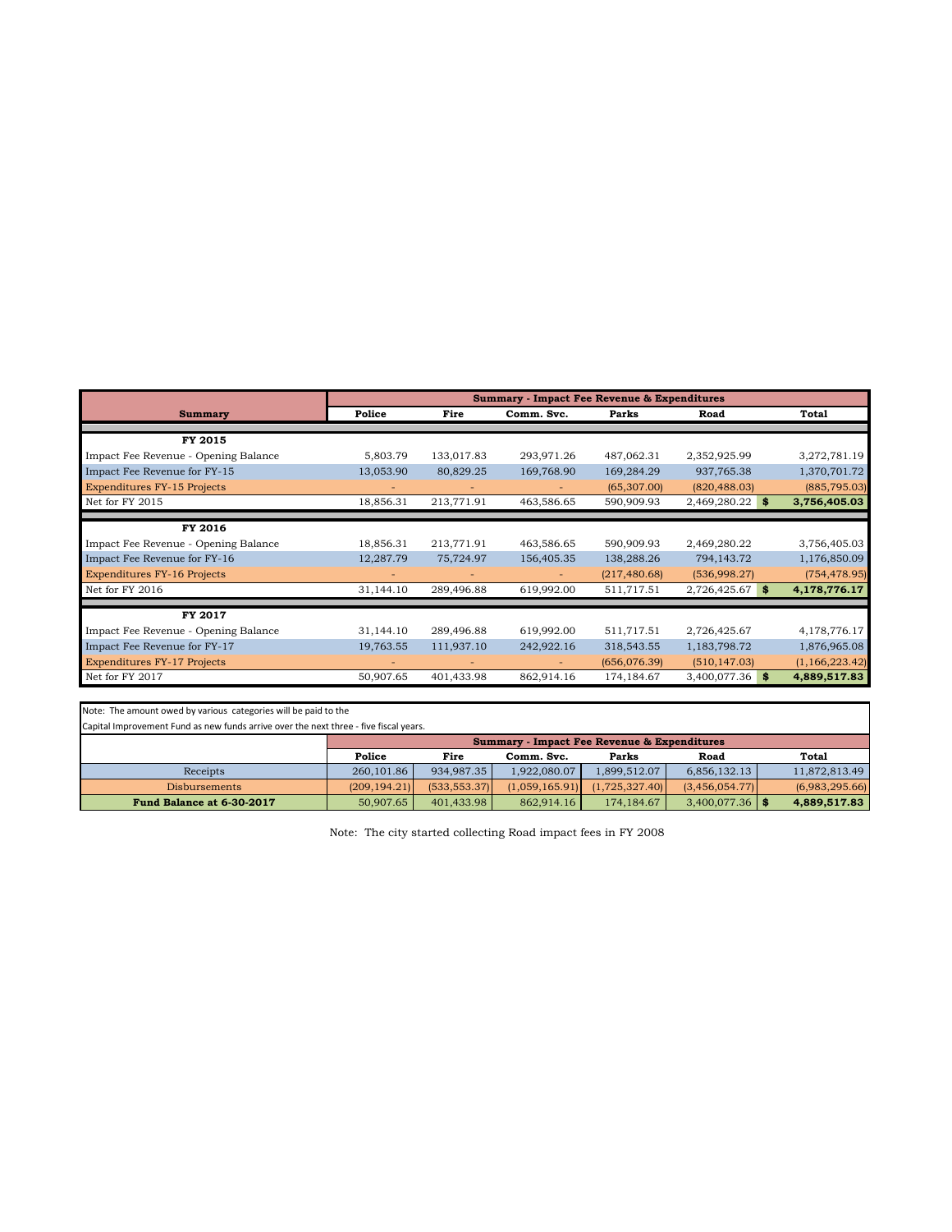| Summary | Summary - Impact Fee Revenue & Expenditures | | | | | |
|---|---|---|---|---|---|---|
| | Police | Fire | Comm. Svc. | Parks | Road | Total |
| **FY 2015** | | | | | | |
| Impact Fee Revenue - Opening Balance | 5,803.79 | 133,017.83 | 293,971.26 | 487,062.31 | 2,352,925.99 | 3,272,781.19 |
| Impact Fee Revenue for FY-15 | 13,053.90 | 80,829.25 | 169,768.90 | 169,284.29 | 937,765.38 | 1,370,701.72 |
| Expenditures FY-15 Projects | - | - | - | (65,307.00) | (820,488.03) | (885,795.03) |
| Net for FY 2015 | 18,856.31 | 213,771.91 | 463,586.65 | 590,909.93 | 2,469,280.22 | **$ 3,756,405.03** |
| **FY 2016** | | | | | | |
| Impact Fee Revenue - Opening Balance | 18,856.31 | 213,771.91 | 463,586.65 | 590,909.93 | 2,469,280.22 | 3,756,405.03 |
| Impact Fee Revenue for FY-16 | 12,287.79 | 75,724.97 | 156,405.35 | 138,288.26 | 794,143.72 | 1,176,850.09 |
| Expenditures FY-16 Projects | - | - | - | (217,480.68) | (536,998.27) | (754,478.95) |
| Net for FY 2016 | 31,144.10 | 289,496.88 | 619,992.00 | 511,717.51 | 2,726,425.67 | **$ 4,178,776.17** |
| **FY 2017** | | | | | | |
| Impact Fee Revenue - Opening Balance | 31,144.10 | 289,496.88 | 619,992.00 | 511,717.51 | 2,726,425.67 | 4,178,776.17 |
| Impact Fee Revenue for FY-17 | 19,763.55 | 111,937.10 | 242,922.16 | 318,543.55 | 1,183,798.72 | 1,876,965.08 |
| Expenditures FY-17 Projects | - | - | - | (656,076.39) | (510,147.03) | (1,166,223.42) |
| Net for FY 2017 | 50,907.65 | 401,433.98 | 862,914.16 | 174,184.67 | 3,400,077.36 | **$ 4,889,517.83** |

Note: The amount owed by various categories will be paid to the Capital Improvement Fund as new funds arrive over the next three - five fiscal years.

| | Summary - Impact Fee Revenue & Expenditures | | | | | |
|---|---|---|---|---|---|---|
| | Police | Fire | Comm. Svc. | Parks | Road | Total |
| Receipts | 260,101.86 | 934,987.35 | 1,922,080.07 | 1,899,512.07 | 6,856,132.13 | 11,872,813.49 |
| Disbursements | (209,194.21) | (533,553.37) | (1,059,165.91) | (1,725,327.40) | (3,456,054.77) | (6,983,295.66) |
| **Fund Balance at 6-30-2017** | 50,907.65 | 401,433.98 | 862,914.16 | 174,184.67 | 3,400,077.36 | **$ 4,889,517.83** |

Note: The city started collecting Road impact fees in FY 2008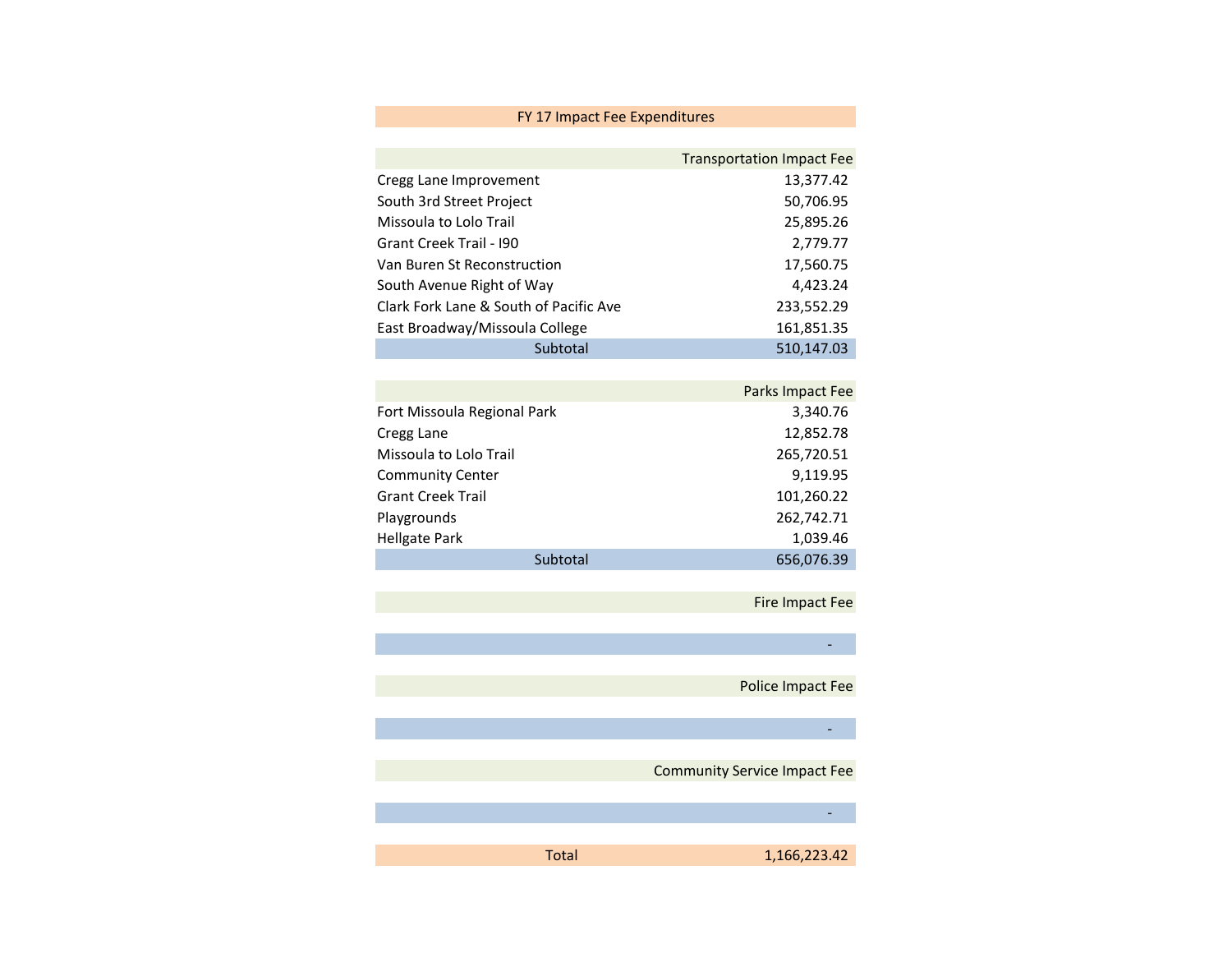# FY 17 Impact Fee Expenditures

| | Transportation Impact Fee |
|---|---|
| Cregg Lane Improvement | 13,377.42 |
| South 3rd Street Project | 50,706.95 |
| Missoula to Lolo Trail | 25,895.26 |
| Grant Creek Trail - I90 | 2,779.77 |
| Van Buren St Reconstruction | 17,560.75 |
| South Avenue Right of Way | 4,423.24 |
| Clark Fork Lane & South of Pacific Ave | 233,552.29 |
| East Broadway/Missoula College | 161,851.35 |
| Subtotal | 510,147.03 |

| | Parks Impact Fee |
|---|---|
| Fort Missoula Regional Park | 3,340.76 |
| Cregg Lane | 12,852.78 |
| Missoula to Lolo Trail | 265,720.51 |
| Community Center | 9,119.95 |
| Grant Creek Trail | 101,260.22 |
| Playgrounds | 262,742.71 |
| Hellgate Park | 1,039.46 |
| Subtotal | 656,076.39 |

| | Fire Impact Fee |
|---|---|
| | - |

| | Police Impact Fee |
|---|---|
| | - |

| | Community Service Impact Fee |
|---|---|
| | - |

| | |
|---|---|
| Total | 1,166,223.42 |